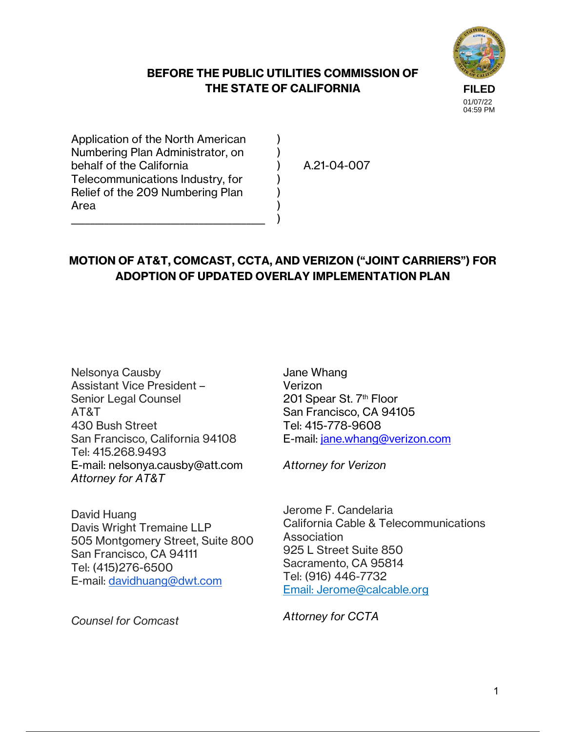**FILED**
01/07/22
04:59 PM

## BEFORE THE PUBLIC UTILITIES COMMISSION OF THE STATE OF CALIFORNIA

Application of the North American Numbering Plan Administrator, on behalf of the California Telecommunications Industry, for Relief of the 209 Numbering Plan Area

A.21-04-007

## MOTION OF AT&T, COMCAST, CCTA, AND VERIZON ("JOINT CARRIERS") FOR ADOPTION OF UPDATED OVERLAY IMPLEMENTATION PLAN

Nelsonya Causby
Assistant Vice President –
Senior Legal Counsel
AT&T
430 Bush Street
San Francisco, California 94108
Tel: 415.268.9493
E-mail: nelsonya.causby@att.com
*Attorney for AT&T*

Jane Whang
Verizon
201 Spear St. 7th Floor
San Francisco, CA 94105
Tel: 415-778-9608
E-mail: jane.whang@verizon.com

*Attorney for Verizon*

David Huang
Davis Wright Tremaine LLP
505 Montgomery Street, Suite 800
San Francisco, CA 94111
Tel: (415)276-6500
E-mail: davidhuang@dwt.com

*Counsel for Comcast*

Jerome F. Candelaria
California Cable & Telecommunications Association
925 L Street Suite 850
Sacramento, CA 95814
Tel: (916) 446-7732
Email: Jerome@calcable.org

*Attorney for CCTA*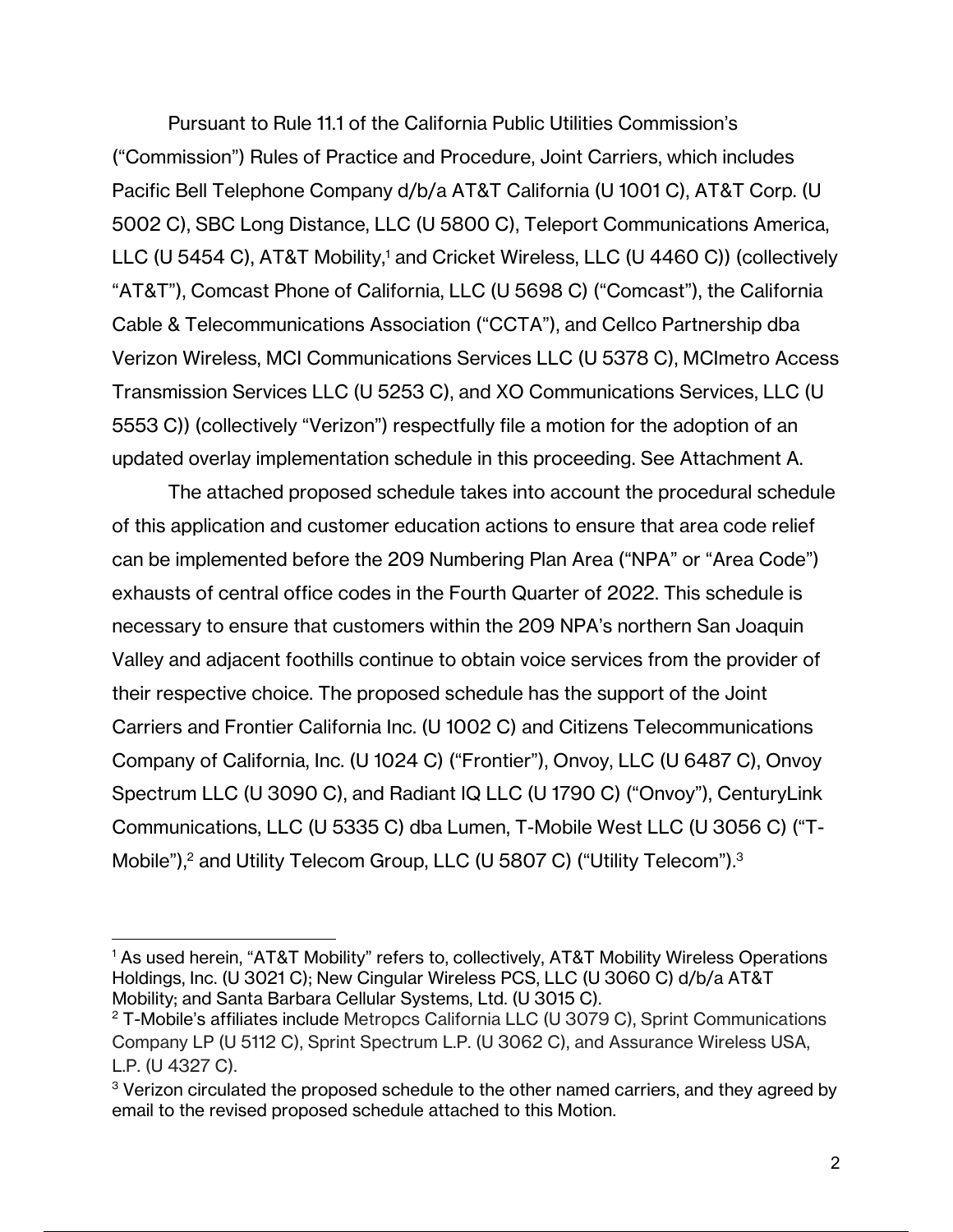Pursuant to Rule 11.1 of the California Public Utilities Commission's ("Commission") Rules of Practice and Procedure, Joint Carriers, which includes Pacific Bell Telephone Company d/b/a AT&T California (U 1001 C), AT&T Corp. (U 5002 C), SBC Long Distance, LLC (U 5800 C), Teleport Communications America, LLC (U 5454 C), AT&T Mobility,[1] and Cricket Wireless, LLC (U 4460 C)) (collectively "AT&T"), Comcast Phone of California, LLC (U 5698 C) ("Comcast"), the California Cable & Telecommunications Association ("CCTA"), and Cellco Partnership dba Verizon Wireless, MCI Communications Services LLC (U 5378 C), MCImetro Access Transmission Services LLC (U 5253 C), and XO Communications Services, LLC (U 5553 C)) (collectively "Verizon") respectfully file a motion for the adoption of an updated overlay implementation schedule in this proceeding. See Attachment A.

The attached proposed schedule takes into account the procedural schedule of this application and customer education actions to ensure that area code relief can be implemented before the 209 Numbering Plan Area ("NPA" or "Area Code") exhausts of central office codes in the Fourth Quarter of 2022. This schedule is necessary to ensure that customers within the 209 NPA's northern San Joaquin Valley and adjacent foothills continue to obtain voice services from the provider of their respective choice. The proposed schedule has the support of the Joint Carriers and Frontier California Inc. (U 1002 C) and Citizens Telecommunications Company of California, Inc. (U 1024 C) ("Frontier"), Onvoy, LLC (U 6487 C), Onvoy Spectrum LLC (U 3090 C), and Radiant IQ LLC (U 1790 C) ("Onvoy"), CenturyLink Communications, LLC (U 5335 C) dba Lumen, T-Mobile West LLC (U 3056 C) ("T-Mobile"),[2] and Utility Telecom Group, LLC (U 5807 C) ("Utility Telecom").[3]

---

[1] As used herein, "AT&T Mobility" refers to, collectively, AT&T Mobility Wireless Operations Holdings, Inc. (U 3021 C); New Cingular Wireless PCS, LLC (U 3060 C) d/b/a AT&T Mobility; and Santa Barbara Cellular Systems, Ltd. (U 3015 C).

[2] T-Mobile's affiliates include Metropcs California LLC (U 3079 C), Sprint Communications Company LP (U 5112 C), Sprint Spectrum L.P. (U 3062 C), and Assurance Wireless USA, L.P. (U 4327 C).

[3] Verizon circulated the proposed schedule to the other named carriers, and they agreed by email to the revised proposed schedule attached to this Motion.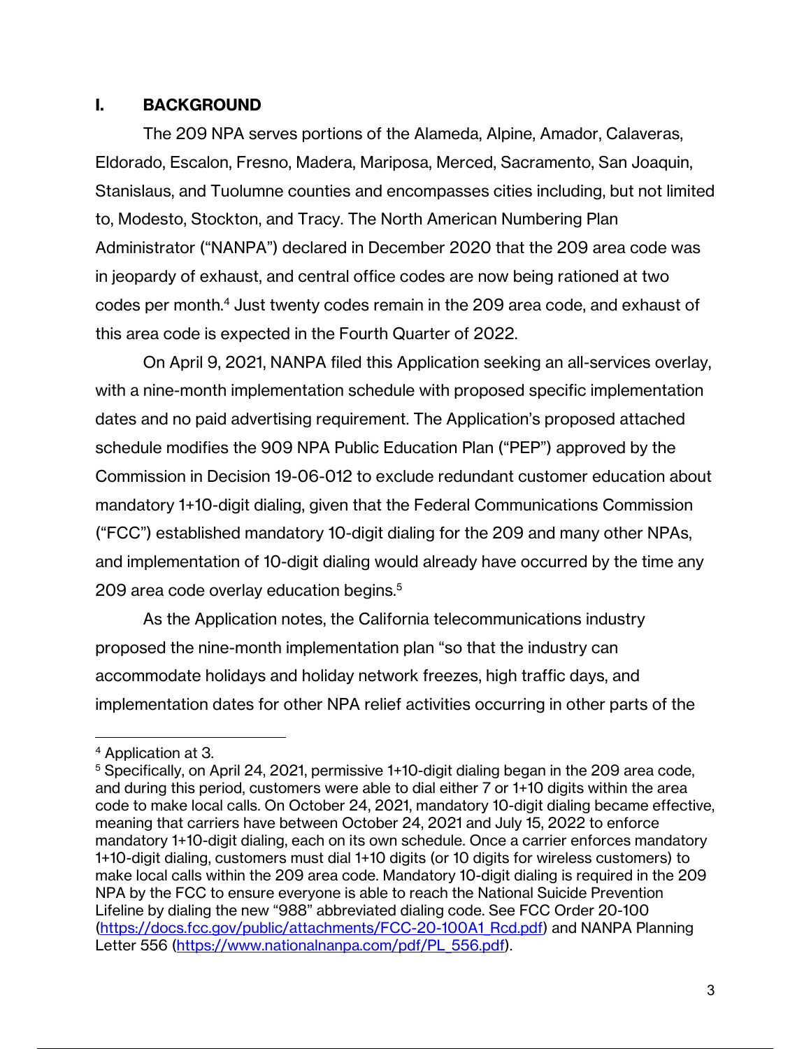## I. BACKGROUND

The 209 NPA serves portions of the Alameda, Alpine, Amador, Calaveras, Eldorado, Escalon, Fresno, Madera, Mariposa, Merced, Sacramento, San Joaquin, Stanislaus, and Tuolumne counties and encompasses cities including, but not limited to, Modesto, Stockton, and Tracy. The North American Numbering Plan Administrator ("NANPA") declared in December 2020 that the 209 area code was in jeopardy of exhaust, and central office codes are now being rationed at two codes per month.[4] Just twenty codes remain in the 209 area code, and exhaust of this area code is expected in the Fourth Quarter of 2022.

On April 9, 2021, NANPA filed this Application seeking an all-services overlay, with a nine-month implementation schedule with proposed specific implementation dates and no paid advertising requirement. The Application's proposed attached schedule modifies the 909 NPA Public Education Plan ("PEP") approved by the Commission in Decision 19-06-012 to exclude redundant customer education about mandatory 1+10-digit dialing, given that the Federal Communications Commission ("FCC") established mandatory 10-digit dialing for the 209 and many other NPAs, and implementation of 10-digit dialing would already have occurred by the time any 209 area code overlay education begins.[5]

As the Application notes, the California telecommunications industry proposed the nine-month implementation plan "so that the industry can accommodate holidays and holiday network freezes, high traffic days, and implementation dates for other NPA relief activities occurring in other parts of the

---

[4] Application at 3.

[5] Specifically, on April 24, 2021, permissive 1+10-digit dialing began in the 209 area code, and during this period, customers were able to dial either 7 or 1+10 digits within the area code to make local calls. On October 24, 2021, mandatory 10-digit dialing became effective, meaning that carriers have between October 24, 2021 and July 15, 2022 to enforce mandatory 1+10-digit dialing, each on its own schedule. Once a carrier enforces mandatory 1+10-digit dialing, customers must dial 1+10 digits (or 10 digits for wireless customers) to make local calls within the 209 area code. Mandatory 10-digit dialing is required in the 209 NPA by the FCC to ensure everyone is able to reach the National Suicide Prevention Lifeline by dialing the new "988" abbreviated dialing code. See FCC Order 20-100 (https://docs.fcc.gov/public/attachments/FCC-20-100A1_Rcd.pdf) and NANPA Planning Letter 556 (https://www.nationalnanpa.com/pdf/PL_556.pdf).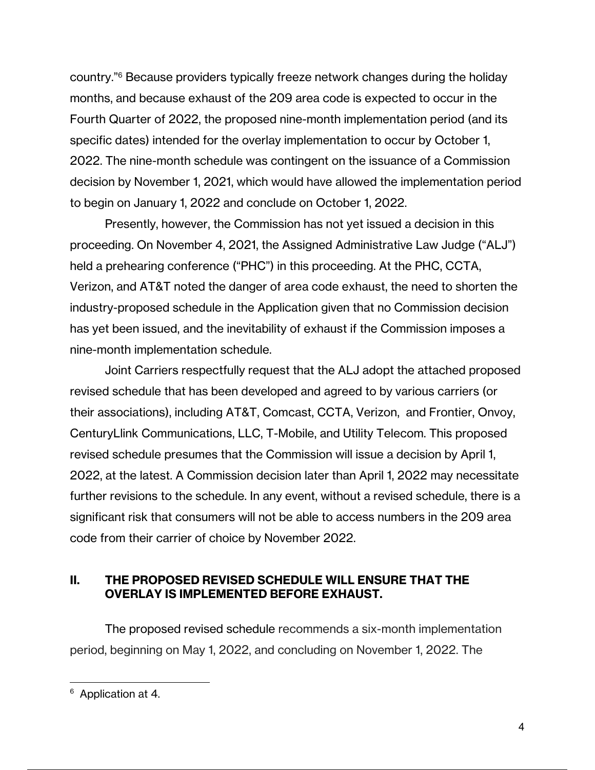country."[6] Because providers typically freeze network changes during the holiday months, and because exhaust of the 209 area code is expected to occur in the Fourth Quarter of 2022, the proposed nine-month implementation period (and its specific dates) intended for the overlay implementation to occur by October 1, 2022. The nine-month schedule was contingent on the issuance of a Commission decision by November 1, 2021, which would have allowed the implementation period to begin on January 1, 2022 and conclude on October 1, 2022.

Presently, however, the Commission has not yet issued a decision in this proceeding. On November 4, 2021, the Assigned Administrative Law Judge ("ALJ") held a prehearing conference ("PHC") in this proceeding. At the PHC, CCTA, Verizon, and AT&T noted the danger of area code exhaust, the need to shorten the industry-proposed schedule in the Application given that no Commission decision has yet been issued, and the inevitability of exhaust if the Commission imposes a nine-month implementation schedule.

Joint Carriers respectfully request that the ALJ adopt the attached proposed revised schedule that has been developed and agreed to by various carriers (or their associations), including AT&T, Comcast, CCTA, Verizon, and Frontier, Onvoy, CenturyLlink Communications, LLC, T-Mobile, and Utility Telecom. This proposed revised schedule presumes that the Commission will issue a decision by April 1, 2022, at the latest. A Commission decision later than April 1, 2022 may necessitate further revisions to the schedule. In any event, without a revised schedule, there is a significant risk that consumers will not be able to access numbers in the 209 area code from their carrier of choice by November 2022.

## II. THE PROPOSED REVISED SCHEDULE WILL ENSURE THAT THE OVERLAY IS IMPLEMENTED BEFORE EXHAUST.

The proposed revised schedule recommends a six-month implementation period, beginning on May 1, 2022, and concluding on November 1, 2022. The

---

[6] Application at 4.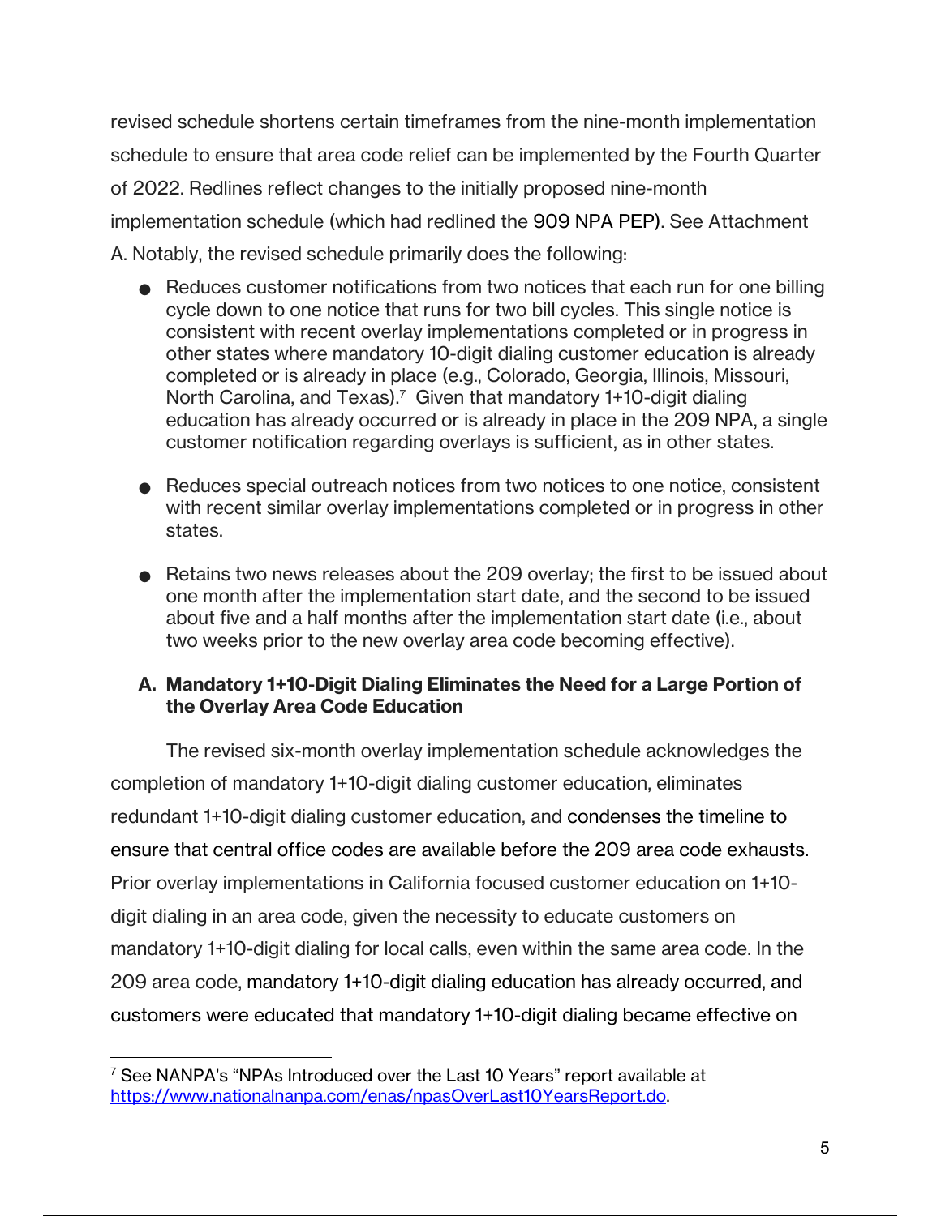revised schedule shortens certain timeframes from the nine-month implementation schedule to ensure that area code relief can be implemented by the Fourth Quarter of 2022. Redlines reflect changes to the initially proposed nine-month implementation schedule (which had redlined the 909 NPA PEP). See Attachment A. Notably, the revised schedule primarily does the following:

- Reduces customer notifications from two notices that each run for one billing cycle down to one notice that runs for two bill cycles. This single notice is consistent with recent overlay implementations completed or in progress in other states where mandatory 10-digit dialing customer education is already completed or is already in place (e.g., Colorado, Georgia, Illinois, Missouri, North Carolina, and Texas).[7] Given that mandatory 1+10-digit dialing education has already occurred or is already in place in the 209 NPA, a single customer notification regarding overlays is sufficient, as in other states.

- Reduces special outreach notices from two notices to one notice, consistent with recent similar overlay implementations completed or in progress in other states.

- Retains two news releases about the 209 overlay; the first to be issued about one month after the implementation start date, and the second to be issued about five and a half months after the implementation start date (i.e., about two weeks prior to the new overlay area code becoming effective).

### A. Mandatory 1+10-Digit Dialing Eliminates the Need for a Large Portion of the Overlay Area Code Education

The revised six-month overlay implementation schedule acknowledges the completion of mandatory 1+10-digit dialing customer education, eliminates redundant 1+10-digit dialing customer education, and condenses the timeline to ensure that central office codes are available before the 209 area code exhausts. Prior overlay implementations in California focused customer education on 1+10-digit dialing in an area code, given the necessity to educate customers on mandatory 1+10-digit dialing for local calls, even within the same area code. In the 209 area code, mandatory 1+10-digit dialing education has already occurred, and customers were educated that mandatory 1+10-digit dialing became effective on

---

[7] See NANPA's "NPAs Introduced over the Last 10 Years" report available at https://www.nationalnanpa.com/enas/npasOverLast10YearsReport.do.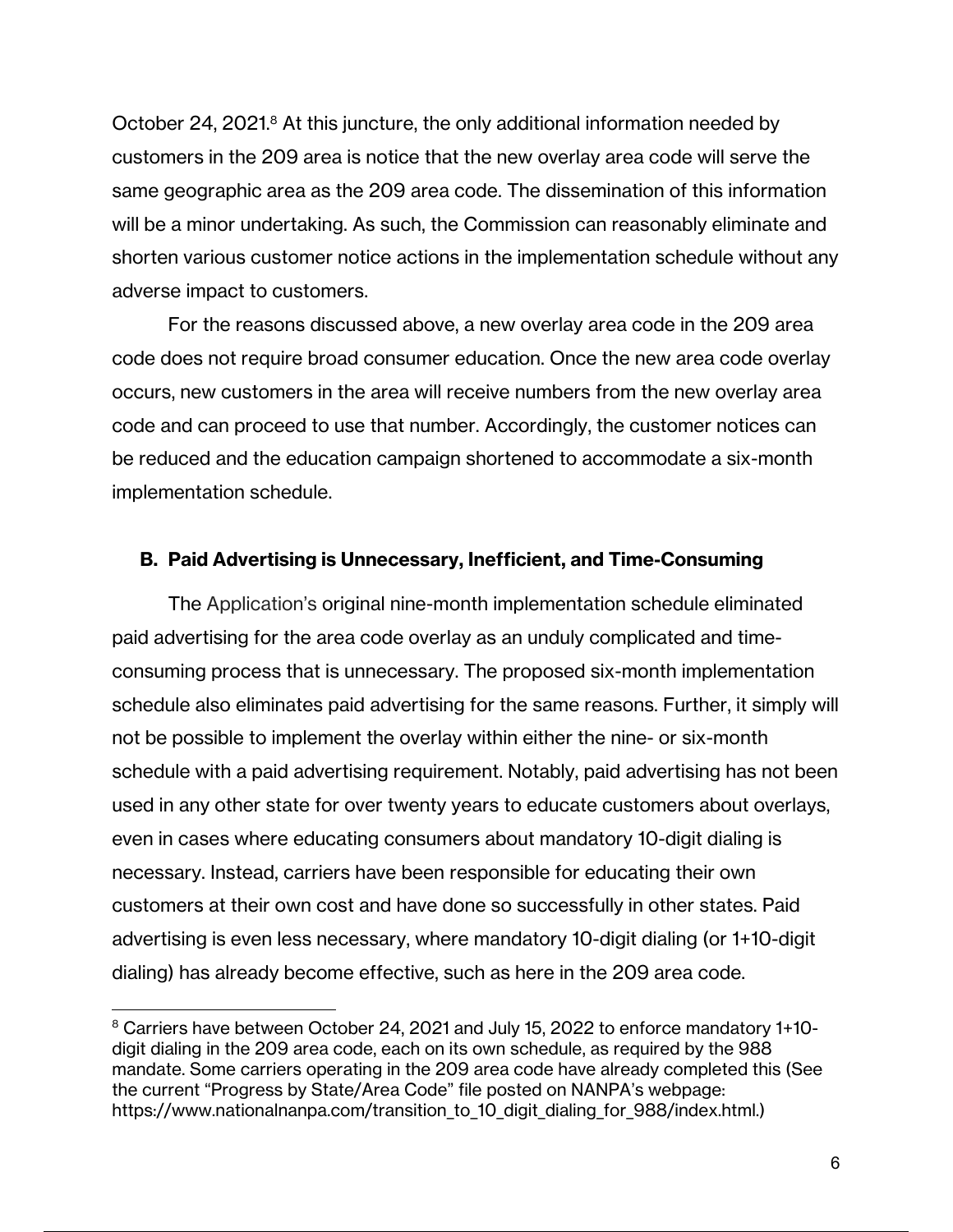October 24, 2021.[8] At this juncture, the only additional information needed by customers in the 209 area is notice that the new overlay area code will serve the same geographic area as the 209 area code. The dissemination of this information will be a minor undertaking. As such, the Commission can reasonably eliminate and shorten various customer notice actions in the implementation schedule without any adverse impact to customers.

For the reasons discussed above, a new overlay area code in the 209 area code does not require broad consumer education. Once the new area code overlay occurs, new customers in the area will receive numbers from the new overlay area code and can proceed to use that number. Accordingly, the customer notices can be reduced and the education campaign shortened to accommodate a six-month implementation schedule.

### B. Paid Advertising is Unnecessary, Inefficient, and Time-Consuming

The Application's original nine-month implementation schedule eliminated paid advertising for the area code overlay as an unduly complicated and time-consuming process that is unnecessary. The proposed six-month implementation schedule also eliminates paid advertising for the same reasons. Further, it simply will not be possible to implement the overlay within either the nine- or six-month schedule with a paid advertising requirement. Notably, paid advertising has not been used in any other state for over twenty years to educate customers about overlays, even in cases where educating consumers about mandatory 10-digit dialing is necessary. Instead, carriers have been responsible for educating their own customers at their own cost and have done so successfully in other states. Paid advertising is even less necessary, where mandatory 10-digit dialing (or 1+10-digit dialing) has already become effective, such as here in the 209 area code.

[8] Carriers have between October 24, 2021 and July 15, 2022 to enforce mandatory 1+10-digit dialing in the 209 area code, each on its own schedule, as required by the 988 mandate. Some carriers operating in the 209 area code have already completed this (See the current "Progress by State/Area Code" file posted on NANPA's webpage: https://www.nationalnanpa.com/transition_to_10_digit_dialing_for_988/index.html.)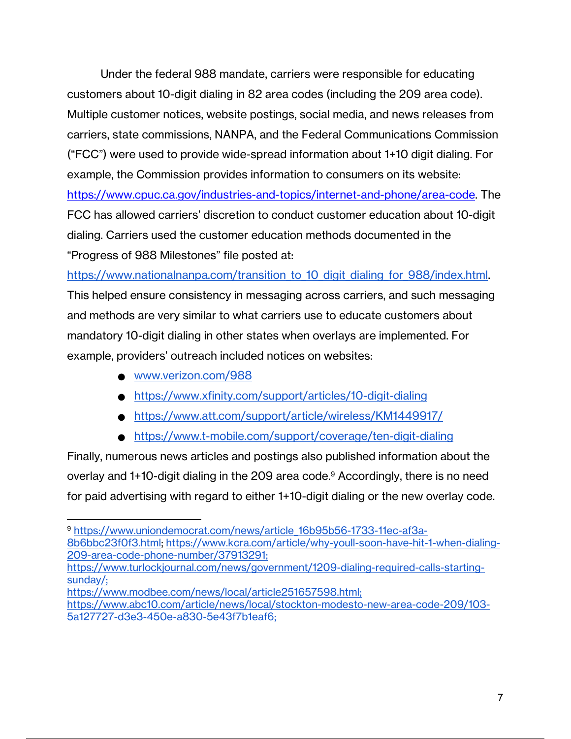Under the federal 988 mandate, carriers were responsible for educating customers about 10-digit dialing in 82 area codes (including the 209 area code). Multiple customer notices, website postings, social media, and news releases from carriers, state commissions, NANPA, and the Federal Communications Commission ("FCC") were used to provide wide-spread information about 1+10 digit dialing. For example, the Commission provides information to consumers on its website: https://www.cpuc.ca.gov/industries-and-topics/internet-and-phone/area-code. The FCC has allowed carriers' discretion to conduct customer education about 10-digit dialing. Carriers used the customer education methods documented in the "Progress of 988 Milestones" file posted at: https://www.nationalnanpa.com/transition_to_10_digit_dialing_for_988/index.html. This helped ensure consistency in messaging across carriers, and such messaging and methods are very similar to what carriers use to educate customers about mandatory 10-digit dialing in other states when overlays are implemented. For example, providers' outreach included notices on websites:

- www.verizon.com/988
- https://www.xfinity.com/support/articles/10-digit-dialing
- https://www.att.com/support/article/wireless/KM1449917/
- https://www.t-mobile.com/support/coverage/ten-digit-dialing

Finally, numerous news articles and postings also published information about the overlay and 1+10-digit dialing in the 209 area code.[9] Accordingly, there is no need for paid advertising with regard to either 1+10-digit dialing or the new overlay code.

---

[9] https://www.uniondemocrat.com/news/article_16b95b56-1733-11ec-af3a-8b6bbc23f0f3.html; https://www.kcra.com/article/why-youll-soon-have-hit-1-when-dialing-209-area-code-phone-number/37913291; https://www.turlockjournal.com/news/government/1209-dialing-required-calls-starting-sunday/; https://www.modbee.com/news/local/article251657598.html; https://www.abc10.com/article/news/local/stockton-modesto-new-area-code-209/103-5a127727-d3e3-450e-a830-5e43f7b1eaf6;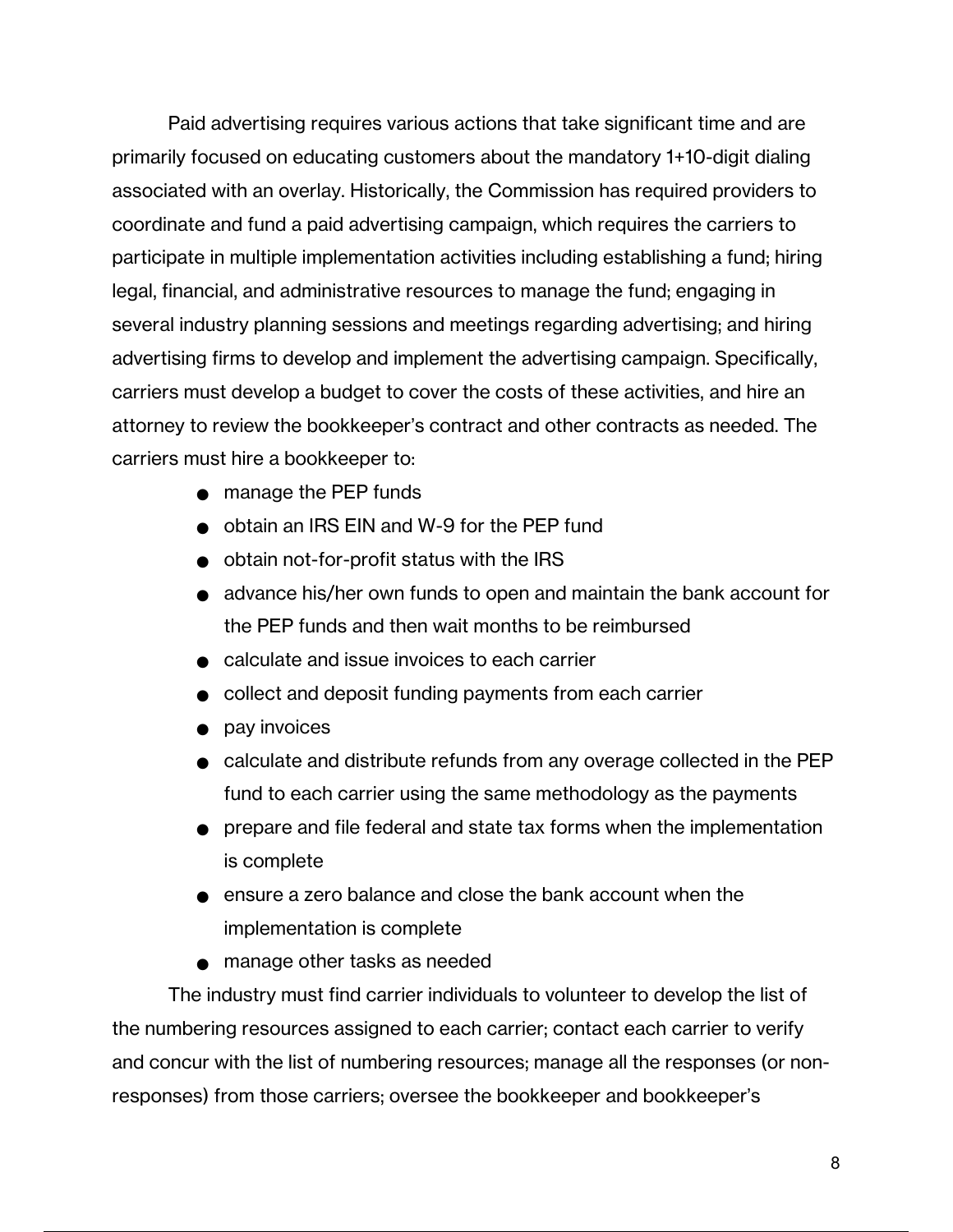Paid advertising requires various actions that take significant time and are primarily focused on educating customers about the mandatory 1+10-digit dialing associated with an overlay. Historically, the Commission has required providers to coordinate and fund a paid advertising campaign, which requires the carriers to participate in multiple implementation activities including establishing a fund; hiring legal, financial, and administrative resources to manage the fund; engaging in several industry planning sessions and meetings regarding advertising; and hiring advertising firms to develop and implement the advertising campaign. Specifically, carriers must develop a budget to cover the costs of these activities, and hire an attorney to review the bookkeeper's contract and other contracts as needed. The carriers must hire a bookkeeper to:

- manage the PEP funds
- obtain an IRS EIN and W-9 for the PEP fund
- obtain not-for-profit status with the IRS
- advance his/her own funds to open and maintain the bank account for the PEP funds and then wait months to be reimbursed
- calculate and issue invoices to each carrier
- collect and deposit funding payments from each carrier
- pay invoices
- calculate and distribute refunds from any overage collected in the PEP fund to each carrier using the same methodology as the payments
- prepare and file federal and state tax forms when the implementation is complete
- ensure a zero balance and close the bank account when the implementation is complete
- manage other tasks as needed

The industry must find carrier individuals to volunteer to develop the list of the numbering resources assigned to each carrier; contact each carrier to verify and concur with the list of numbering resources; manage all the responses (or non-responses) from those carriers; oversee the bookkeeper and bookkeeper's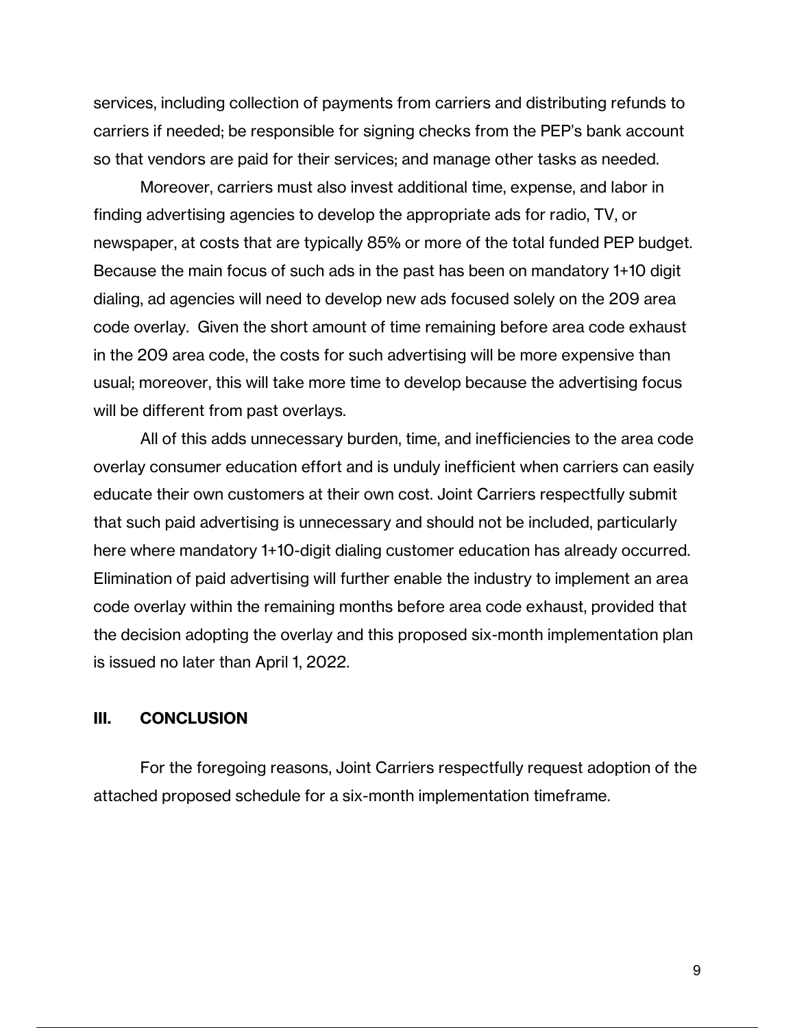services, including collection of payments from carriers and distributing refunds to carriers if needed; be responsible for signing checks from the PEP's bank account so that vendors are paid for their services; and manage other tasks as needed.

Moreover, carriers must also invest additional time, expense, and labor in finding advertising agencies to develop the appropriate ads for radio, TV, or newspaper, at costs that are typically 85% or more of the total funded PEP budget. Because the main focus of such ads in the past has been on mandatory 1+10 digit dialing, ad agencies will need to develop new ads focused solely on the 209 area code overlay. Given the short amount of time remaining before area code exhaust in the 209 area code, the costs for such advertising will be more expensive than usual; moreover, this will take more time to develop because the advertising focus will be different from past overlays.

All of this adds unnecessary burden, time, and inefficiencies to the area code overlay consumer education effort and is unduly inefficient when carriers can easily educate their own customers at their own cost. Joint Carriers respectfully submit that such paid advertising is unnecessary and should not be included, particularly here where mandatory 1+10-digit dialing customer education has already occurred. Elimination of paid advertising will further enable the industry to implement an area code overlay within the remaining months before area code exhaust, provided that the decision adopting the overlay and this proposed six-month implementation plan is issued no later than April 1, 2022.

## III. CONCLUSION

For the foregoing reasons, Joint Carriers respectfully request adoption of the attached proposed schedule for a six-month implementation timeframe.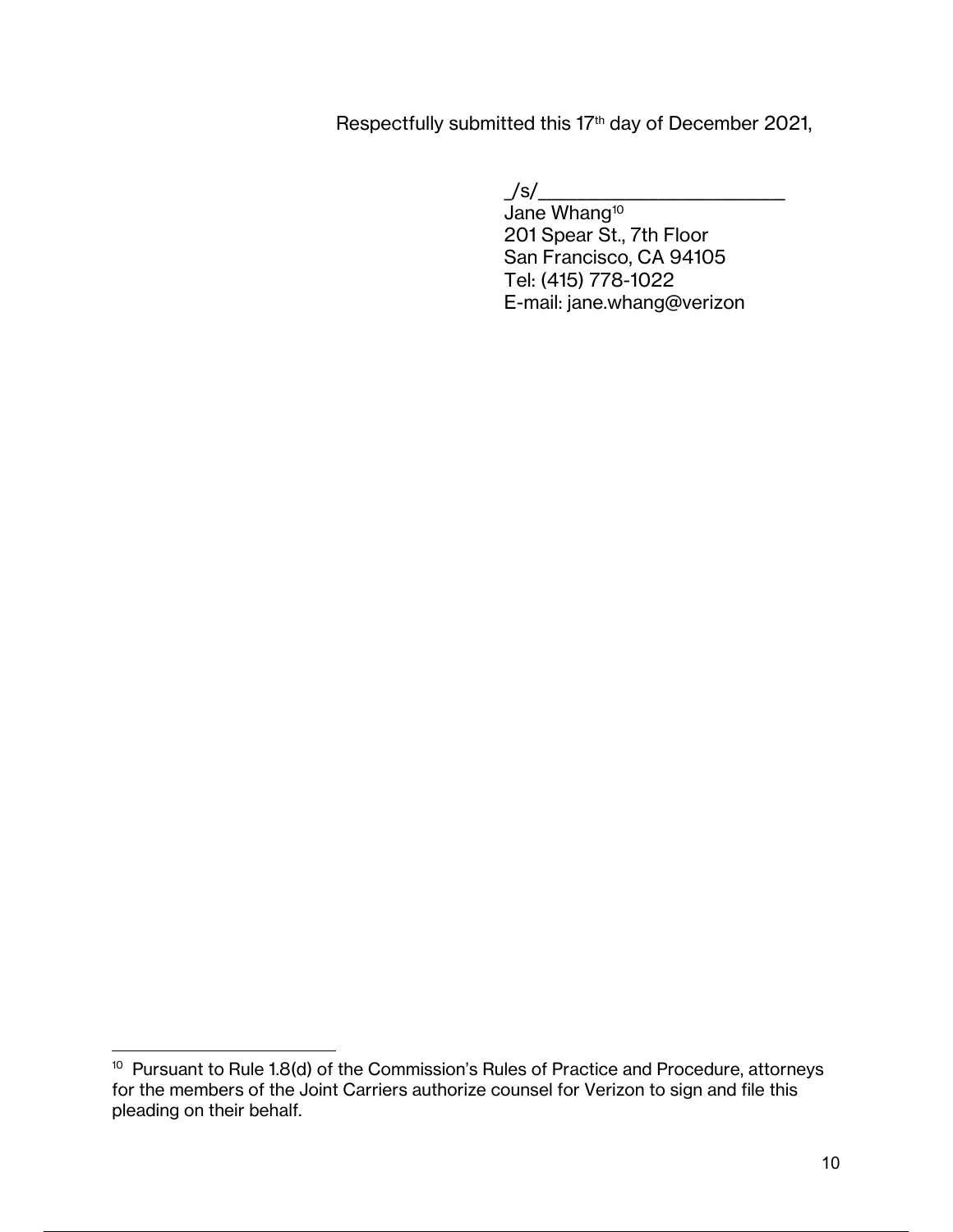Respectfully submitted this 17th day of December 2021,

_/s/________________________
Jane Whang[10]
201 Spear St., 7th Floor
San Francisco, CA 94105
Tel: (415) 778-1022
E-mail: jane.whang@verizon

[10] Pursuant to Rule 1.8(d) of the Commission's Rules of Practice and Procedure, attorneys for the members of the Joint Carriers authorize counsel for Verizon to sign and file this pleading on their behalf.